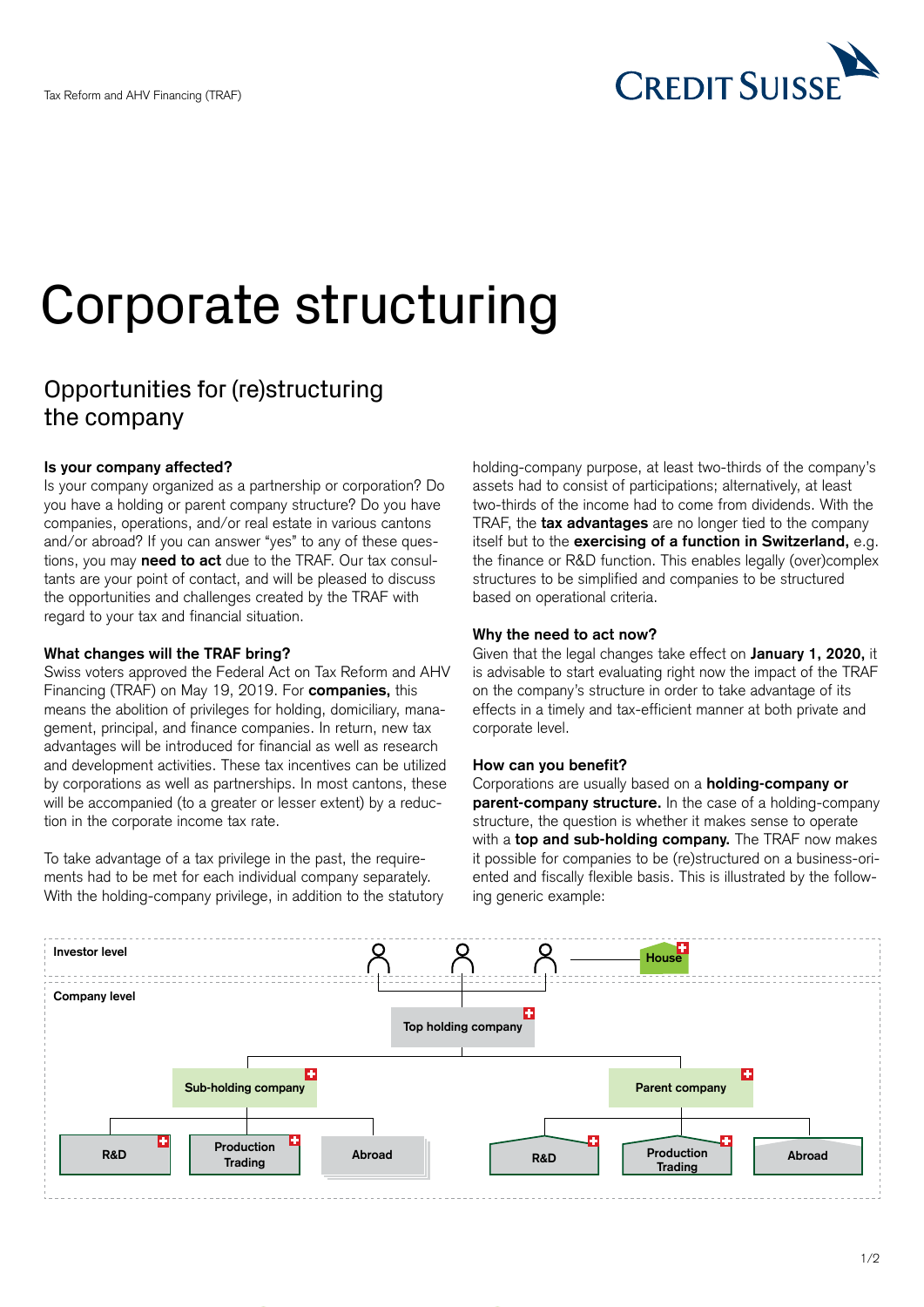# Corporate structuring

## Opportunities for (re)structuring the company

**Is your company affected?**
Is your company organized as a partnership or corporation? Do you have a holding or parent company structure? Do you have companies, operations, and/or real estate in various cantons and/or abroad? If you can answer "yes" to any of these questions, you may **need to act** due to the TRAF. Our tax consultants are your point of contact, and will be pleased to discuss the opportunities and challenges created by the TRAF with regard to your tax and financial situation.

**What changes will the TRAF bring?**
Swiss voters approved the Federal Act on Tax Reform and AHV Financing (TRAF) on May 19, 2019. For **companies,** this means the abolition of privileges for holding, domiciliary, management, principal, and finance companies. In return, new tax advantages will be introduced for financial as well as research and development activities. These tax incentives can be utilized by corporations as well as partnerships. In most cantons, these will be accompanied (to a greater or lesser extent) by a reduction in the corporate income tax rate.

To take advantage of a tax privilege in the past, the requirements had to be met for each individual company separately. With the holding-company privilege, in addition to the statutory holding-company purpose, at least two-thirds of the company's assets had to consist of participations; alternatively, at least two-thirds of the income had to come from dividends. With the TRAF, the **tax advantages** are no longer tied to the company itself but to the **exercising of a function in Switzerland,** e.g. the finance or R&D function. This enables legally (over)complex structures to be simplified and companies to be structured based on operational criteria.

**Why the need to act now?**
Given that the legal changes take effect on **January 1, 2020,** it is advisable to start evaluating right now the impact of the TRAF on the company's structure in order to take advantage of its effects in a timely and tax-efficient manner at both private and corporate level.

**How can you benefit?**
Corporations are usually based on a **holding-company or parent-company structure.** In the case of a holding-company structure, the question is whether it makes sense to operate with a **top and sub-holding company.** The TRAF now makes it possible for companies to be (re)structured on a business-oriented and fiscally flexible basis. This is illustrated by the following generic example:

Investor level — House

Company level — Top holding company

Sub-holding company: R&D; Production Trading; Abroad

Parent company: R&D; Production Trading; Abroad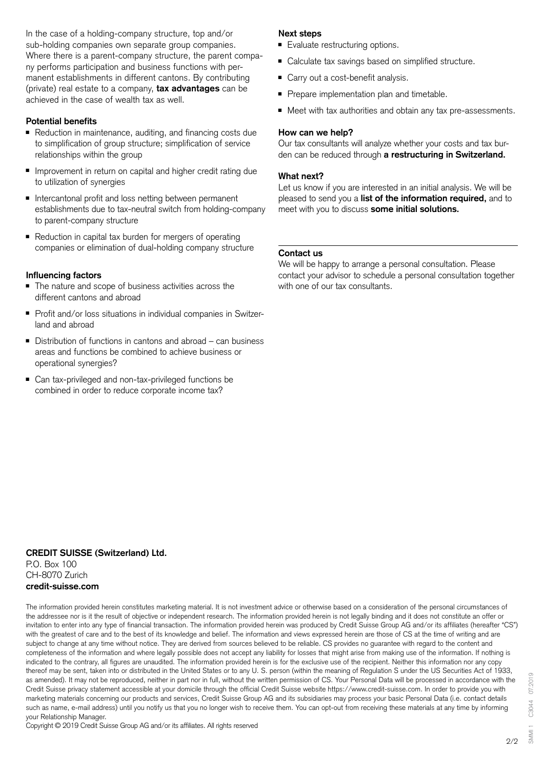In the case of a holding-company structure, top and/or sub-holding companies own separate group companies. Where there is a parent-company structure, the parent company performs participation and business functions with permanent establishments in different cantons. By contributing (private) real estate to a company, **tax advantages** can be achieved in the case of wealth tax as well.

### Potential benefits

- Reduction in maintenance, auditing, and financing costs due to simplification of group structure; simplification of service relationships within the group
- Improvement in return on capital and higher credit rating due to utilization of synergies
- Intercantonal profit and loss netting between permanent establishments due to tax-neutral switch from holding-company to parent-company structure
- Reduction in capital tax burden for mergers of operating companies or elimination of dual-holding company structure

### Influencing factors

- The nature and scope of business activities across the different cantons and abroad
- Profit and/or loss situations in individual companies in Switzerland and abroad
- Distribution of functions in cantons and abroad – can business areas and functions be combined to achieve business or operational synergies?
- Can tax-privileged and non-tax-privileged functions be combined in order to reduce corporate income tax?

### Next steps

- Evaluate restructuring options.
- Calculate tax savings based on simplified structure.
- Carry out a cost-benefit analysis.
- Prepare implementation plan and timetable.
- Meet with tax authorities and obtain any tax pre-assessments.

### How can we help?

Our tax consultants will analyze whether your costs and tax burden can be reduced through **a restructuring in Switzerland.**

### What next?

Let us know if you are interested in an initial analysis. We will be pleased to send you a **list of the information required,** and to meet with you to discuss **some initial solutions.**

### Contact us

We will be happy to arrange a personal consultation. Please contact your advisor to schedule a personal consultation together with one of our tax consultants.

**CREDIT SUISSE (Switzerland) Ltd.**
P.O. Box 100
CH-8070 Zurich
**credit-suisse.com**

The information provided herein constitutes marketing material. It is not investment advice or otherwise based on a consideration of the personal circumstances of the addressee nor is it the result of objective or independent research. The information provided herein is not legally binding and it does not constitute an offer or invitation to enter into any type of financial transaction. The information provided herein was produced by Credit Suisse Group AG and/or its affiliates (hereafter "CS") with the greatest of care and to the best of its knowledge and belief. The information and views expressed herein are those of CS at the time of writing and are subject to change at any time without notice. They are derived from sources believed to be reliable. CS provides no guarantee with regard to the content and completeness of the information and where legally possible does not accept any liability for losses that might arise from making use of the information. If nothing is indicated to the contrary, all figures are unaudited. The information provided herein is for the exclusive use of the recipient. Neither this information nor any copy thereof may be sent, taken into or distributed in the United States or to any U. S. person (within the meaning of Regulation S under the US Securities Act of 1933, as amended). It may not be reproduced, neither in part nor in full, without the written permission of CS. Your Personal Data will be processed in accordance with the Credit Suisse privacy statement accessible at your domicile through the official Credit Suisse website https://www.credit-suisse.com. In order to provide you with marketing materials concerning our products and services, Credit Suisse Group AG and its subsidiaries may process your basic Personal Data (i.e. contact details such as name, e-mail address) until you notify us that you no longer wish to receive them. You can opt-out from receiving these materials at any time by informing your Relationship Manager.
Copyright © 2019 Credit Suisse Group AG and/or its affiliates. All rights reserved

SMMI 1 C3044 07.2019